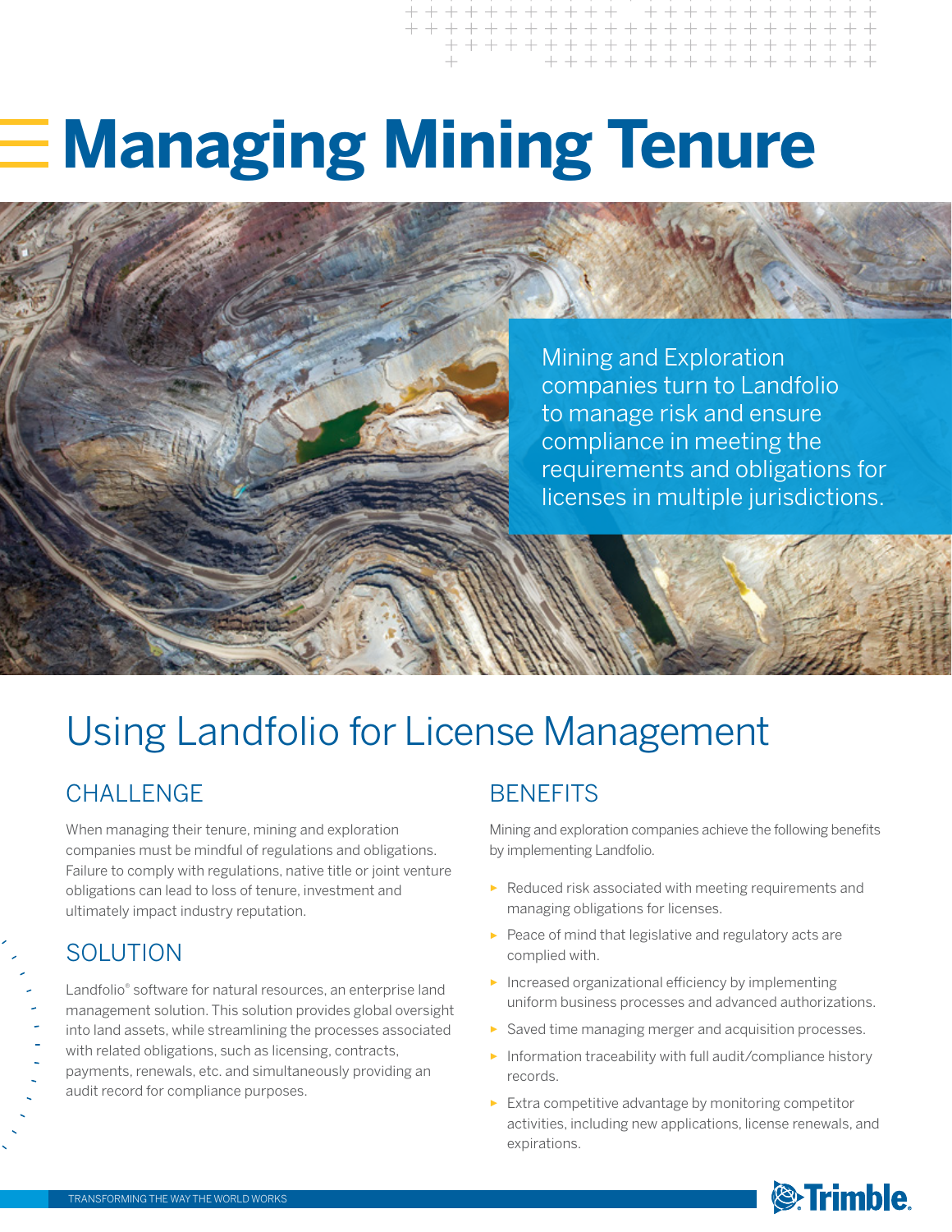# Managing Mining Tenure

Mining and Exploration companies turn to Landfolio to manage risk and ensure compliance in meeting the requirements and obligations for licenses in multiple jurisdictions.

## Using Landfolio for License Management

### CHALLENGE

When managing their tenure, mining and exploration companies must be mindful of regulations and obligations. Failure to comply with regulations, native title or joint venture obligations can lead to loss of tenure, investment and ultimately impact industry reputation.

### SOLUTION

Landfolio® software for natural resources, an enterprise land management solution. This solution provides global oversight into land assets, while streamlining the processes associated with related obligations, such as licensing, contracts, payments, renewals, etc. and simultaneously providing an audit record for compliance purposes.

### BENEFITS

Mining and exploration companies achieve the following benefits by implementing Landfolio.

- Reduced risk associated with meeting requirements and managing obligations for licenses.
- Peace of mind that legislative and regulatory acts are complied with.
- Increased organizational efficiency by implementing uniform business processes and advanced authorizations.
- Saved time managing merger and acquisition processes.
- Information traceability with full audit/compliance history records.
- Extra competitive advantage by monitoring competitor activities, including new applications, license renewals, and expirations.

TRANSFORMING THE WAY THE WORLD WORKS

Trimble.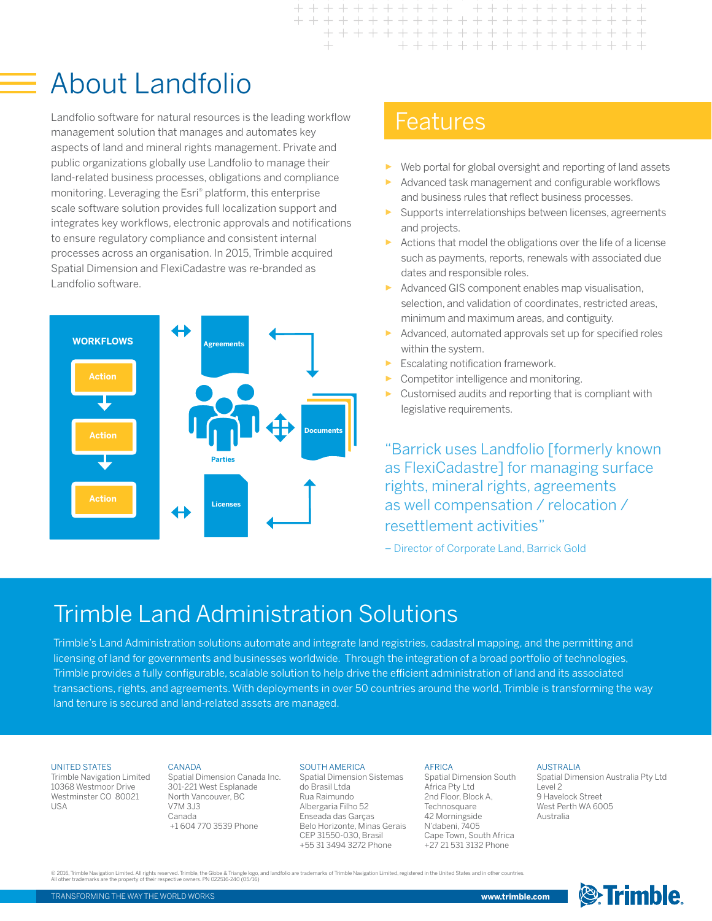# About Landfolio

Landfolio software for natural resources is the leading workflow management solution that manages and automates key aspects of land and mineral rights management. Private and public organizations globally use Landfolio to manage their land-related business processes, obligations and compliance monitoring. Leveraging the Esri® platform, this enterprise scale software solution provides full localization support and integrates key workflows, electronic approvals and notifications to ensure regulatory compliance and consistent internal processes across an organisation. In 2015, Trimble acquired Spatial Dimension and FlexiCadastre was re-branded as Landfolio software.

WORKFLOWS

Action

Action

Action

Agreements

Parties

Documents

Licenses

## Features

- Web portal for global oversight and reporting of land assets
- Advanced task management and configurable workflows and business rules that reflect business processes.
- Supports interrelationships between licenses, agreements and projects.
- Actions that model the obligations over the life of a license such as payments, reports, renewals with associated due dates and responsible roles.
- Advanced GIS component enables map visualisation, selection, and validation of coordinates, restricted areas, minimum and maximum areas, and contiguity.
- Advanced, automated approvals set up for specified roles within the system.
- Escalating notification framework.
- Competitor intelligence and monitoring.
- Customised audits and reporting that is compliant with legislative requirements.

"Barrick uses Landfolio [formerly known as FlexiCadastre] for managing surface rights, mineral rights, agreements as well compensation / relocation / resettlement activities"

– Director of Corporate Land, Barrick Gold

## Trimble Land Administration Solutions

Trimble's Land Administration solutions automate and integrate land registries, cadastral mapping, and the permitting and licensing of land for governments and businesses worldwide. Through the integration of a broad portfolio of technologies, Trimble provides a fully configurable, scalable solution to help drive the efficient administration of land and its associated transactions, rights, and agreements. With deployments in over 50 countries around the world, Trimble is transforming the way land tenure is secured and land-related assets are managed.

UNITED STATES
Trimble Navigation Limited
10368 Westmoor Drive
Westminster CO 80021
USA

CANADA
Spatial Dimension Canada Inc.
301-221 West Esplanade
North Vancouver, BC
V7M 3J3
Canada
+1 604 770 3539 Phone

SOUTH AMERICA
Spatial Dimension Sistemas do Brasil Ltda
Rua Raimundo
Albergaria Filho 52
Enseada das Garças
Belo Horizonte, Minas Gerais
CEP 31550-030, Brasil
+55 31 3494 3272 Phone

AFRICA
Spatial Dimension South Africa Pty Ltd
2nd Floor, Block A,
Technosquare
42 Morningside
N'dabeni, 7405
Cape Town, South Africa
+27 21 531 3132 Phone

AUSTRALIA
Spatial Dimension Australia Pty Ltd
Level 2
9 Havelock Street
West Perth WA 6005
Australia

© 2016, Trimble Navigation Limited. All rights reserved. Trimble, the Globe & Triangle logo, and landfolio are trademarks of Trimble Navigation Limited, registered in the United States and in other countries. All other trademarks are the property of their respective owners. PN 022516-240 (05/16)

TRANSFORMING THE WAY THE WORLD WORKS

www.trimble.com

Trimble